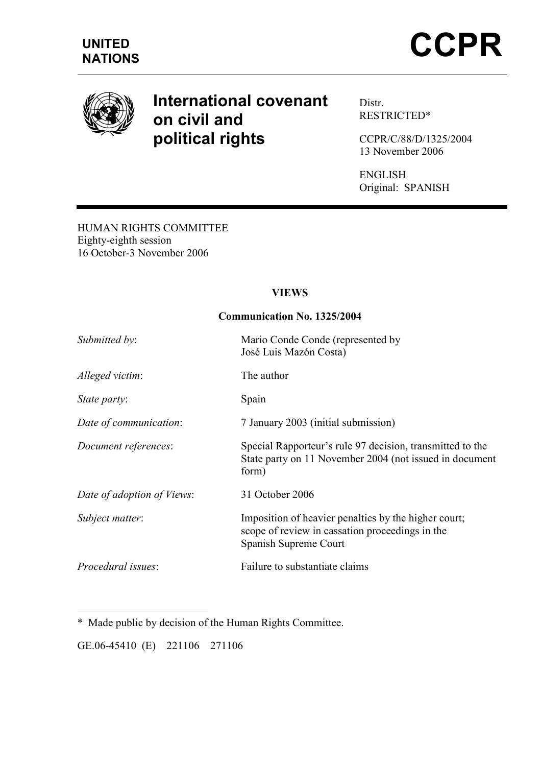**UNITED NATIONS**

# CCPR

# International covenant on civil and political rights

Distr.
RESTRICTED*

CCPR/C/88/D/1325/2004
13 November 2006

ENGLISH
Original: SPANISH

---

HUMAN RIGHTS COMMITTEE
Eighty-eighth session
16 October-3 November 2006

## VIEWS

### Communication No. 1325/2004

| | |
|---|---|
| *Submitted by*: | Mario Conde Conde (represented by José Luis Mazón Costa) |
| *Alleged victim*: | The author |
| *State party*: | Spain |
| *Date of communication*: | 7 January 2003 (initial submission) |
| *Document references*: | Special Rapporteur's rule 97 decision, transmitted to the State party on 11 November 2004 (not issued in document form) |
| *Date of adoption of Views*: | 31 October 2006 |
| *Subject matter*: | Imposition of heavier penalties by the higher court; scope of review in cassation proceedings in the Spanish Supreme Court |
| *Procedural issues*: | Failure to substantiate claims |

---

\* Made public by decision of the Human Rights Committee.

GE.06-45410 (E) 221106 271106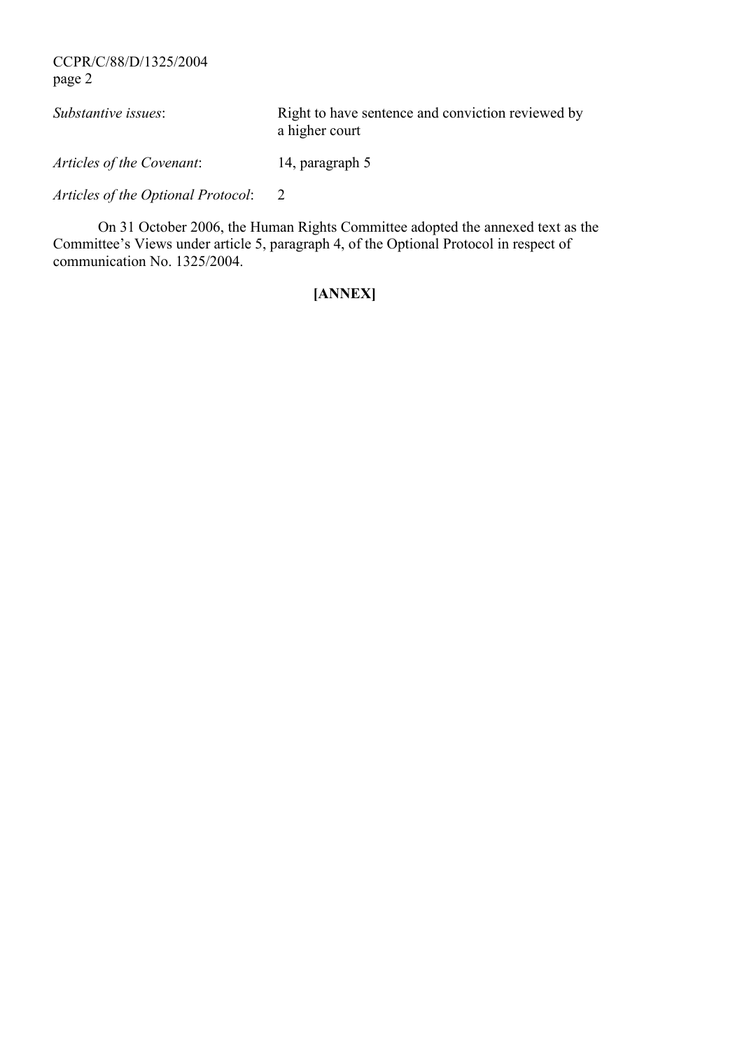*Substantive issues*: Right to have sentence and conviction reviewed by a higher court

*Articles of the Covenant*: 14, paragraph 5

*Articles of the Optional Protocol*: 2

On 31 October 2006, the Human Rights Committee adopted the annexed text as the Committee's Views under article 5, paragraph 4, of the Optional Protocol in respect of communication No. 1325/2004.

**[ANNEX]**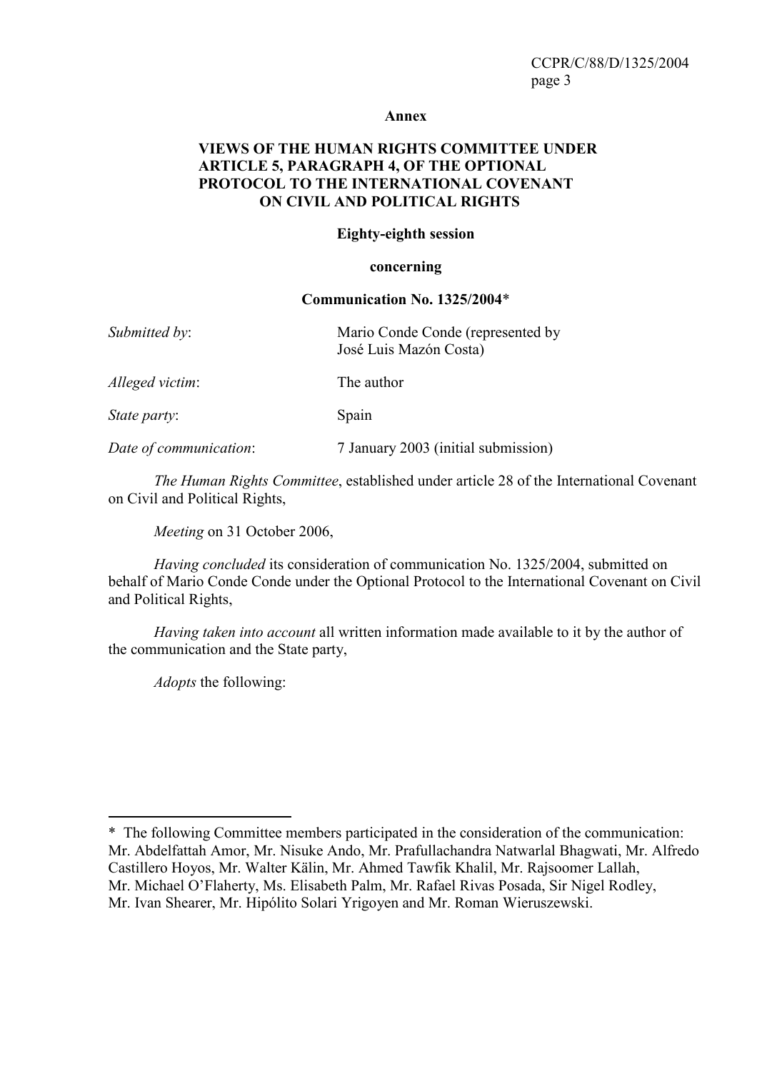**Annex**

**VIEWS OF THE HUMAN RIGHTS COMMITTEE UNDER ARTICLE 5, PARAGRAPH 4, OF THE OPTIONAL PROTOCOL TO THE INTERNATIONAL COVENANT ON CIVIL AND POLITICAL RIGHTS**

**Eighty-eighth session**

**concerning**

**Communication No. 1325/2004***

| | |
|---|---|
| *Submitted by*: | Mario Conde Conde (represented by José Luis Mazón Costa) |
| *Alleged victim*: | The author |
| *State party*: | Spain |
| *Date of communication*: | 7 January 2003 (initial submission) |

*The Human Rights Committee*, established under article 28 of the International Covenant on Civil and Political Rights,

*Meeting* on 31 October 2006,

*Having concluded* its consideration of communication No. 1325/2004, submitted on behalf of Mario Conde Conde under the Optional Protocol to the International Covenant on Civil and Political Rights,

*Having taken into account* all written information made available to it by the author of the communication and the State party,

*Adopts* the following:

---

* The following Committee members participated in the consideration of the communication: Mr. Abdelfattah Amor, Mr. Nisuke Ando, Mr. Prafullachandra Natwarlal Bhagwati, Mr. Alfredo Castillero Hoyos, Mr. Walter Kälin, Mr. Ahmed Tawfik Khalil, Mr. Rajsoomer Lallah, Mr. Michael O'Flaherty, Ms. Elisabeth Palm, Mr. Rafael Rivas Posada, Sir Nigel Rodley, Mr. Ivan Shearer, Mr. Hipólito Solari Yrigoyen and Mr. Roman Wieruszewski.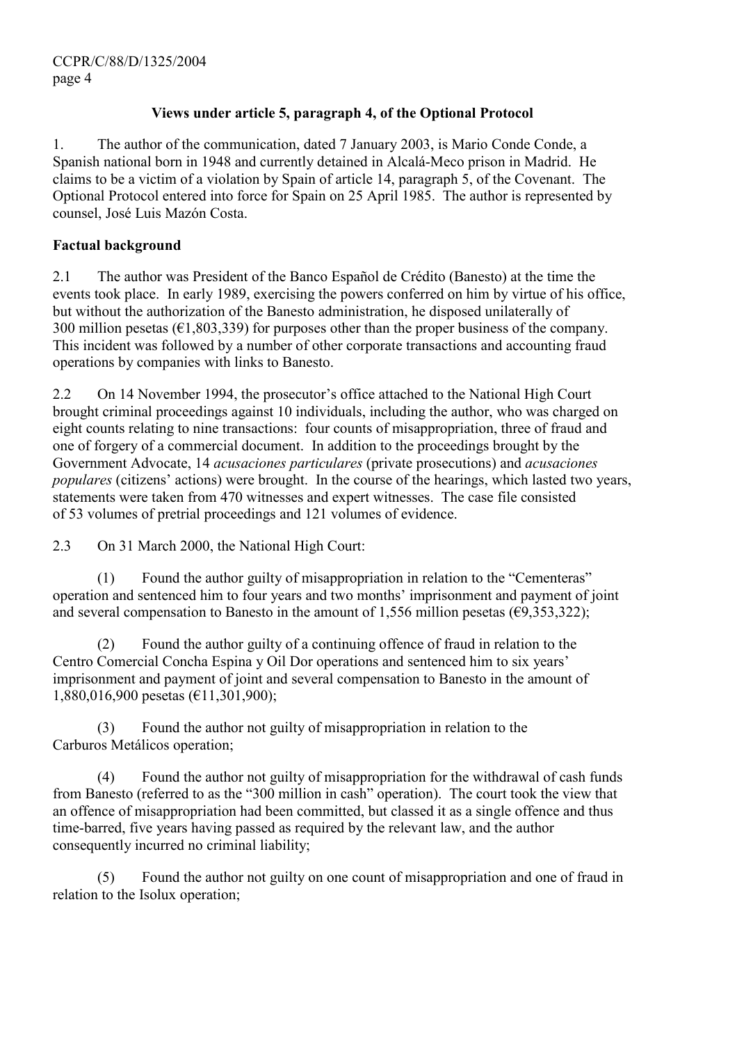## Views under article 5, paragraph 4, of the Optional Protocol

1. The author of the communication, dated 7 January 2003, is Mario Conde Conde, a Spanish national born in 1948 and currently detained in Alcalá-Meco prison in Madrid. He claims to be a victim of a violation by Spain of article 14, paragraph 5, of the Covenant. The Optional Protocol entered into force for Spain on 25 April 1985. The author is represented by counsel, José Luis Mazón Costa.

### Factual background

2.1 The author was President of the Banco Español de Crédito (Banesto) at the time the events took place. In early 1989, exercising the powers conferred on him by virtue of his office, but without the authorization of the Banesto administration, he disposed unilaterally of 300 million pesetas (€1,803,339) for purposes other than the proper business of the company. This incident was followed by a number of other corporate transactions and accounting fraud operations by companies with links to Banesto.

2.2 On 14 November 1994, the prosecutor's office attached to the National High Court brought criminal proceedings against 10 individuals, including the author, who was charged on eight counts relating to nine transactions: four counts of misappropriation, three of fraud and one of forgery of a commercial document. In addition to the proceedings brought by the Government Advocate, 14 *acusaciones particulares* (private prosecutions) and *acusaciones populares* (citizens' actions) were brought. In the course of the hearings, which lasted two years, statements were taken from 470 witnesses and expert witnesses. The case file consisted of 53 volumes of pretrial proceedings and 121 volumes of evidence.

2.3 On 31 March 2000, the National High Court:

(1) Found the author guilty of misappropriation in relation to the "Cementeras" operation and sentenced him to four years and two months' imprisonment and payment of joint and several compensation to Banesto in the amount of 1,556 million pesetas (€9,353,322);

(2) Found the author guilty of a continuing offence of fraud in relation to the Centro Comercial Concha Espina y Oil Dor operations and sentenced him to six years' imprisonment and payment of joint and several compensation to Banesto in the amount of 1,880,016,900 pesetas (€11,301,900);

(3) Found the author not guilty of misappropriation in relation to the Carburos Metálicos operation;

(4) Found the author not guilty of misappropriation for the withdrawal of cash funds from Banesto (referred to as the "300 million in cash" operation). The court took the view that an offence of misappropriation had been committed, but classed it as a single offence and thus time-barred, five years having passed as required by the relevant law, and the author consequently incurred no criminal liability;

(5) Found the author not guilty on one count of misappropriation and one of fraud in relation to the Isolux operation;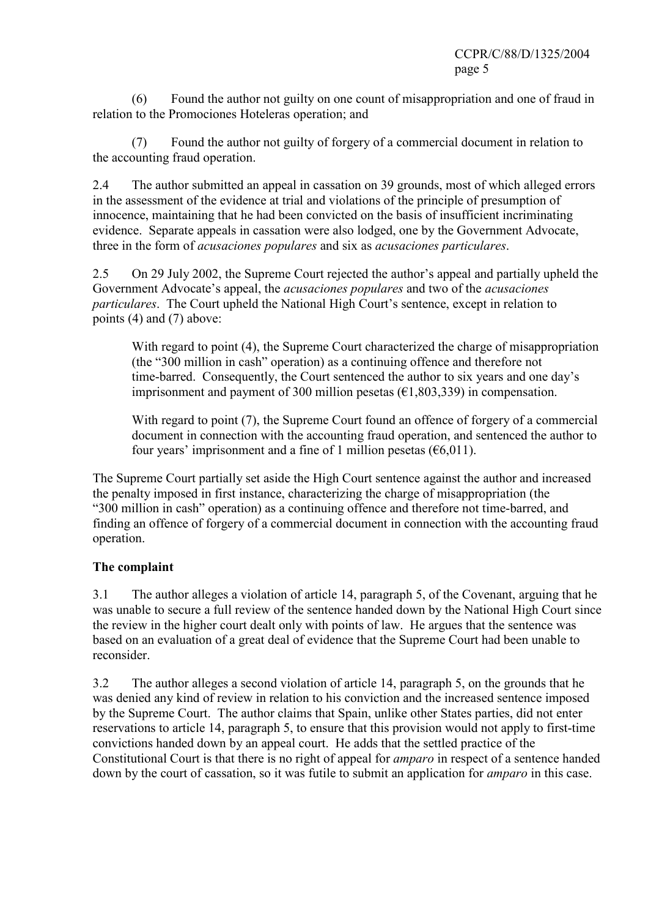(6) Found the author not guilty on one count of misappropriation and one of fraud in relation to the Promociones Hoteleras operation; and

(7) Found the author not guilty of forgery of a commercial document in relation to the accounting fraud operation.

2.4 The author submitted an appeal in cassation on 39 grounds, most of which alleged errors in the assessment of the evidence at trial and violations of the principle of presumption of innocence, maintaining that he had been convicted on the basis of insufficient incriminating evidence. Separate appeals in cassation were also lodged, one by the Government Advocate, three in the form of *acusaciones populares* and six as *acusaciones particulares*.

2.5 On 29 July 2002, the Supreme Court rejected the author's appeal and partially upheld the Government Advocate's appeal, the *acusaciones populares* and two of the *acusaciones particulares*. The Court upheld the National High Court's sentence, except in relation to points (4) and (7) above:

> With regard to point (4), the Supreme Court characterized the charge of misappropriation (the "300 million in cash" operation) as a continuing offence and therefore not time-barred. Consequently, the Court sentenced the author to six years and one day's imprisonment and payment of 300 million pesetas (€1,803,339) in compensation.
>
> With regard to point (7), the Supreme Court found an offence of forgery of a commercial document in connection with the accounting fraud operation, and sentenced the author to four years' imprisonment and a fine of 1 million pesetas (€6,011).

The Supreme Court partially set aside the High Court sentence against the author and increased the penalty imposed in first instance, characterizing the charge of misappropriation (the "300 million in cash" operation) as a continuing offence and therefore not time-barred, and finding an offence of forgery of a commercial document in connection with the accounting fraud operation.

**The complaint**

3.1 The author alleges a violation of article 14, paragraph 5, of the Covenant, arguing that he was unable to secure a full review of the sentence handed down by the National High Court since the review in the higher court dealt only with points of law. He argues that the sentence was based on an evaluation of a great deal of evidence that the Supreme Court had been unable to reconsider.

3.2 The author alleges a second violation of article 14, paragraph 5, on the grounds that he was denied any kind of review in relation to his conviction and the increased sentence imposed by the Supreme Court. The author claims that Spain, unlike other States parties, did not enter reservations to article 14, paragraph 5, to ensure that this provision would not apply to first-time convictions handed down by an appeal court. He adds that the settled practice of the Constitutional Court is that there is no right of appeal for *amparo* in respect of a sentence handed down by the court of cassation, so it was futile to submit an application for *amparo* in this case.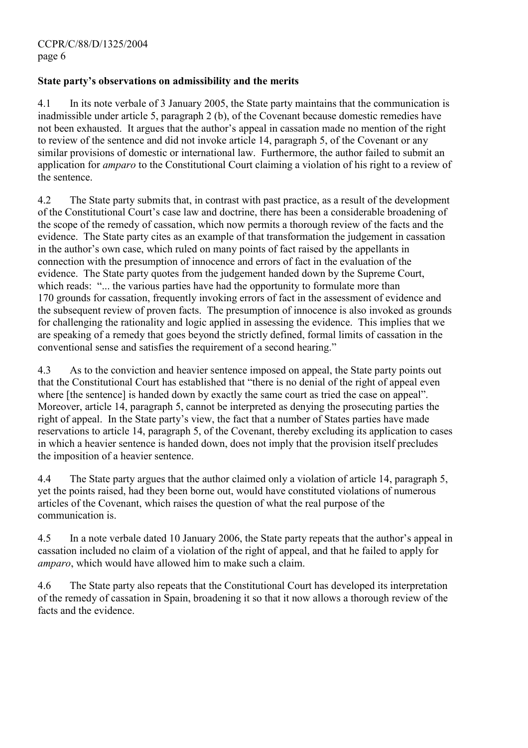## State party's observations on admissibility and the merits

4.1 In its note verbale of 3 January 2005, the State party maintains that the communication is inadmissible under article 5, paragraph 2 (b), of the Covenant because domestic remedies have not been exhausted. It argues that the author's appeal in cassation made no mention of the right to review of the sentence and did not invoke article 14, paragraph 5, of the Covenant or any similar provisions of domestic or international law. Furthermore, the author failed to submit an application for *amparo* to the Constitutional Court claiming a violation of his right to a review of the sentence.

4.2 The State party submits that, in contrast with past practice, as a result of the development of the Constitutional Court's case law and doctrine, there has been a considerable broadening of the scope of the remedy of cassation, which now permits a thorough review of the facts and the evidence. The State party cites as an example of that transformation the judgement in cassation in the author's own case, which ruled on many points of fact raised by the appellants in connection with the presumption of innocence and errors of fact in the evaluation of the evidence. The State party quotes from the judgement handed down by the Supreme Court, which reads: "... the various parties have had the opportunity to formulate more than 170 grounds for cassation, frequently invoking errors of fact in the assessment of evidence and the subsequent review of proven facts. The presumption of innocence is also invoked as grounds for challenging the rationality and logic applied in assessing the evidence. This implies that we are speaking of a remedy that goes beyond the strictly defined, formal limits of cassation in the conventional sense and satisfies the requirement of a second hearing."

4.3 As to the conviction and heavier sentence imposed on appeal, the State party points out that the Constitutional Court has established that "there is no denial of the right of appeal even where [the sentence] is handed down by exactly the same court as tried the case on appeal". Moreover, article 14, paragraph 5, cannot be interpreted as denying the prosecuting parties the right of appeal. In the State party's view, the fact that a number of States parties have made reservations to article 14, paragraph 5, of the Covenant, thereby excluding its application to cases in which a heavier sentence is handed down, does not imply that the provision itself precludes the imposition of a heavier sentence.

4.4 The State party argues that the author claimed only a violation of article 14, paragraph 5, yet the points raised, had they been borne out, would have constituted violations of numerous articles of the Covenant, which raises the question of what the real purpose of the communication is.

4.5 In a note verbale dated 10 January 2006, the State party repeats that the author's appeal in cassation included no claim of a violation of the right of appeal, and that he failed to apply for *amparo*, which would have allowed him to make such a claim.

4.6 The State party also repeats that the Constitutional Court has developed its interpretation of the remedy of cassation in Spain, broadening it so that it now allows a thorough review of the facts and the evidence.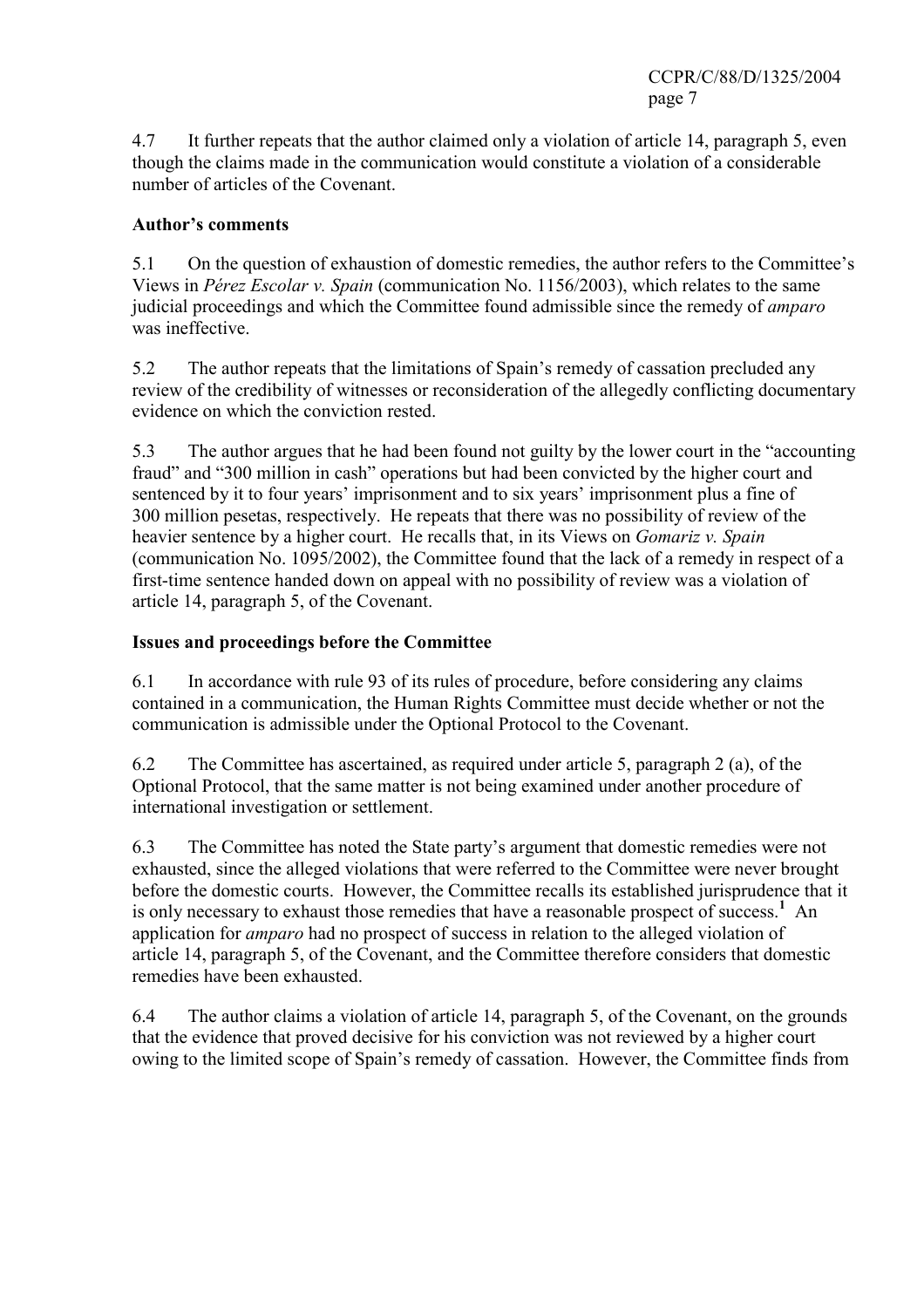4.7 It further repeats that the author claimed only a violation of article 14, paragraph 5, even though the claims made in the communication would constitute a violation of a considerable number of articles of the Covenant.

**Author's comments**

5.1 On the question of exhaustion of domestic remedies, the author refers to the Committee's Views in *Pérez Escolar v. Spain* (communication No. 1156/2003), which relates to the same judicial proceedings and which the Committee found admissible since the remedy of *amparo* was ineffective.

5.2 The author repeats that the limitations of Spain's remedy of cassation precluded any review of the credibility of witnesses or reconsideration of the allegedly conflicting documentary evidence on which the conviction rested.

5.3 The author argues that he had been found not guilty by the lower court in the "accounting fraud" and "300 million in cash" operations but had been convicted by the higher court and sentenced by it to four years' imprisonment and to six years' imprisonment plus a fine of 300 million pesetas, respectively. He repeats that there was no possibility of review of the heavier sentence by a higher court. He recalls that, in its Views on *Gomariz v. Spain* (communication No. 1095/2002), the Committee found that the lack of a remedy in respect of a first-time sentence handed down on appeal with no possibility of review was a violation of article 14, paragraph 5, of the Covenant.

**Issues and proceedings before the Committee**

6.1 In accordance with rule 93 of its rules of procedure, before considering any claims contained in a communication, the Human Rights Committee must decide whether or not the communication is admissible under the Optional Protocol to the Covenant.

6.2 The Committee has ascertained, as required under article 5, paragraph 2 (a), of the Optional Protocol, that the same matter is not being examined under another procedure of international investigation or settlement.

6.3 The Committee has noted the State party's argument that domestic remedies were not exhausted, since the alleged violations that were referred to the Committee were never brought before the domestic courts. However, the Committee recalls its established jurisprudence that it is only necessary to exhaust those remedies that have a reasonable prospect of success.[1] An application for *amparo* had no prospect of success in relation to the alleged violation of article 14, paragraph 5, of the Covenant, and the Committee therefore considers that domestic remedies have been exhausted.

6.4 The author claims a violation of article 14, paragraph 5, of the Covenant, on the grounds that the evidence that proved decisive for his conviction was not reviewed by a higher court owing to the limited scope of Spain's remedy of cassation. However, the Committee finds from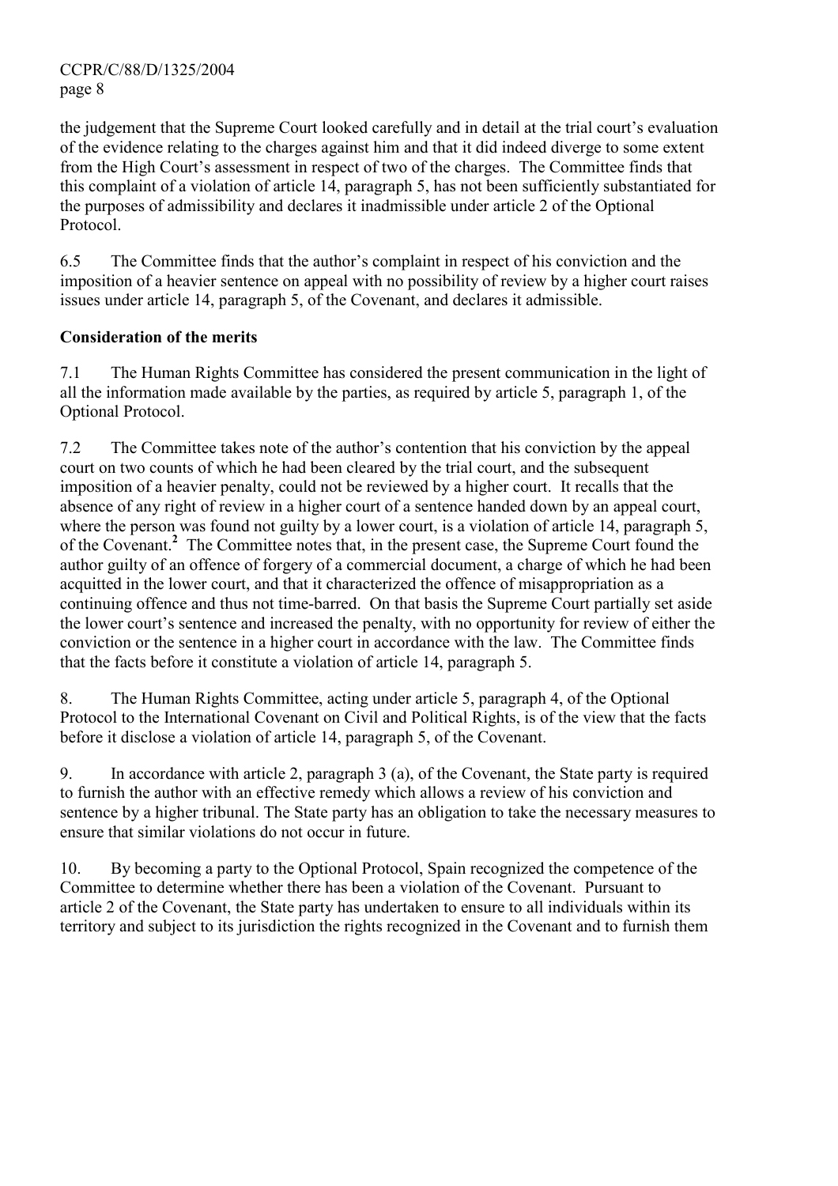the judgement that the Supreme Court looked carefully and in detail at the trial court's evaluation of the evidence relating to the charges against him and that it did indeed diverge to some extent from the High Court's assessment in respect of two of the charges. The Committee finds that this complaint of a violation of article 14, paragraph 5, has not been sufficiently substantiated for the purposes of admissibility and declares it inadmissible under article 2 of the Optional Protocol.

6.5 The Committee finds that the author's complaint in respect of his conviction and the imposition of a heavier sentence on appeal with no possibility of review by a higher court raises issues under article 14, paragraph 5, of the Covenant, and declares it admissible.

**Consideration of the merits**

7.1 The Human Rights Committee has considered the present communication in the light of all the information made available by the parties, as required by article 5, paragraph 1, of the Optional Protocol.

7.2 The Committee takes note of the author's contention that his conviction by the appeal court on two counts of which he had been cleared by the trial court, and the subsequent imposition of a heavier penalty, could not be reviewed by a higher court. It recalls that the absence of any right of review in a higher court of a sentence handed down by an appeal court, where the person was found not guilty by a lower court, is a violation of article 14, paragraph 5, of the Covenant.[2] The Committee notes that, in the present case, the Supreme Court found the author guilty of an offence of forgery of a commercial document, a charge of which he had been acquitted in the lower court, and that it characterized the offence of misappropriation as a continuing offence and thus not time-barred. On that basis the Supreme Court partially set aside the lower court's sentence and increased the penalty, with no opportunity for review of either the conviction or the sentence in a higher court in accordance with the law. The Committee finds that the facts before it constitute a violation of article 14, paragraph 5.

8. The Human Rights Committee, acting under article 5, paragraph 4, of the Optional Protocol to the International Covenant on Civil and Political Rights, is of the view that the facts before it disclose a violation of article 14, paragraph 5, of the Covenant.

9. In accordance with article 2, paragraph 3 (a), of the Covenant, the State party is required to furnish the author with an effective remedy which allows a review of his conviction and sentence by a higher tribunal. The State party has an obligation to take the necessary measures to ensure that similar violations do not occur in future.

10. By becoming a party to the Optional Protocol, Spain recognized the competence of the Committee to determine whether there has been a violation of the Covenant. Pursuant to article 2 of the Covenant, the State party has undertaken to ensure to all individuals within its territory and subject to its jurisdiction the rights recognized in the Covenant and to furnish them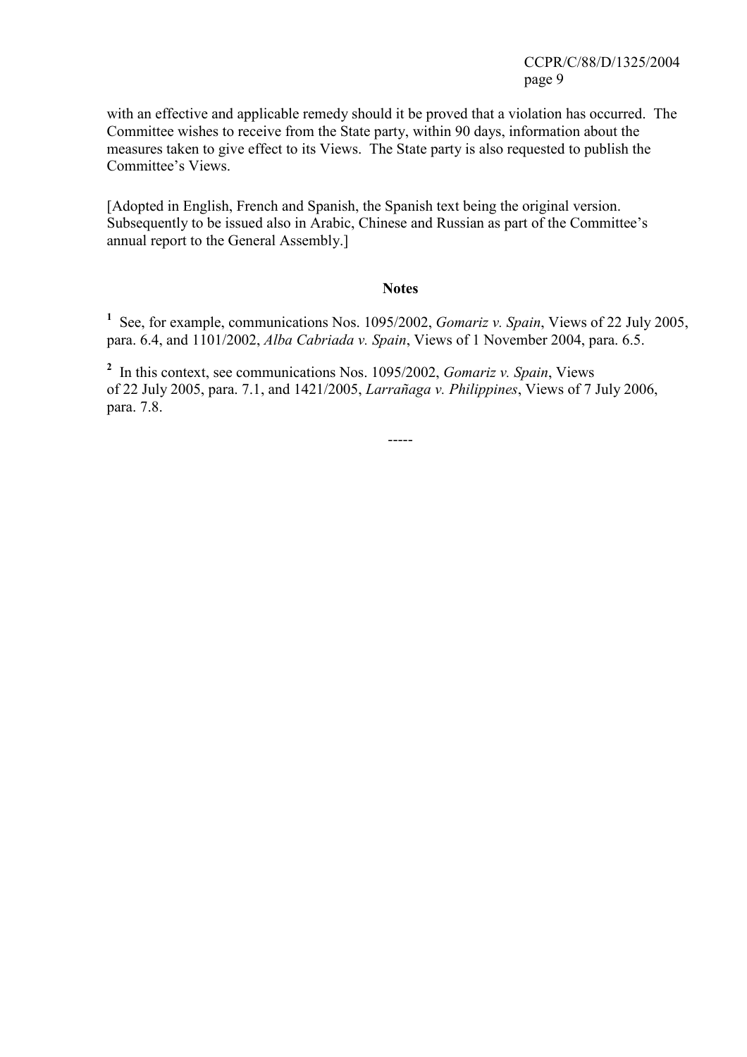with an effective and applicable remedy should it be proved that a violation has occurred. The Committee wishes to receive from the State party, within 90 days, information about the measures taken to give effect to its Views. The State party is also requested to publish the Committee's Views.

[Adopted in English, French and Spanish, the Spanish text being the original version. Subsequently to be issued also in Arabic, Chinese and Russian as part of the Committee's annual report to the General Assembly.]

**Notes**

[1] See, for example, communications Nos. 1095/2002, *Gomariz v. Spain*, Views of 22 July 2005, para. 6.4, and 1101/2002, *Alba Cabriada v. Spain*, Views of 1 November 2004, para. 6.5.

[2] In this context, see communications Nos. 1095/2002, *Gomariz v. Spain*, Views of 22 July 2005, para. 7.1, and 1421/2005, *Larrañaga v. Philippines*, Views of 7 July 2006, para. 7.8.

-----